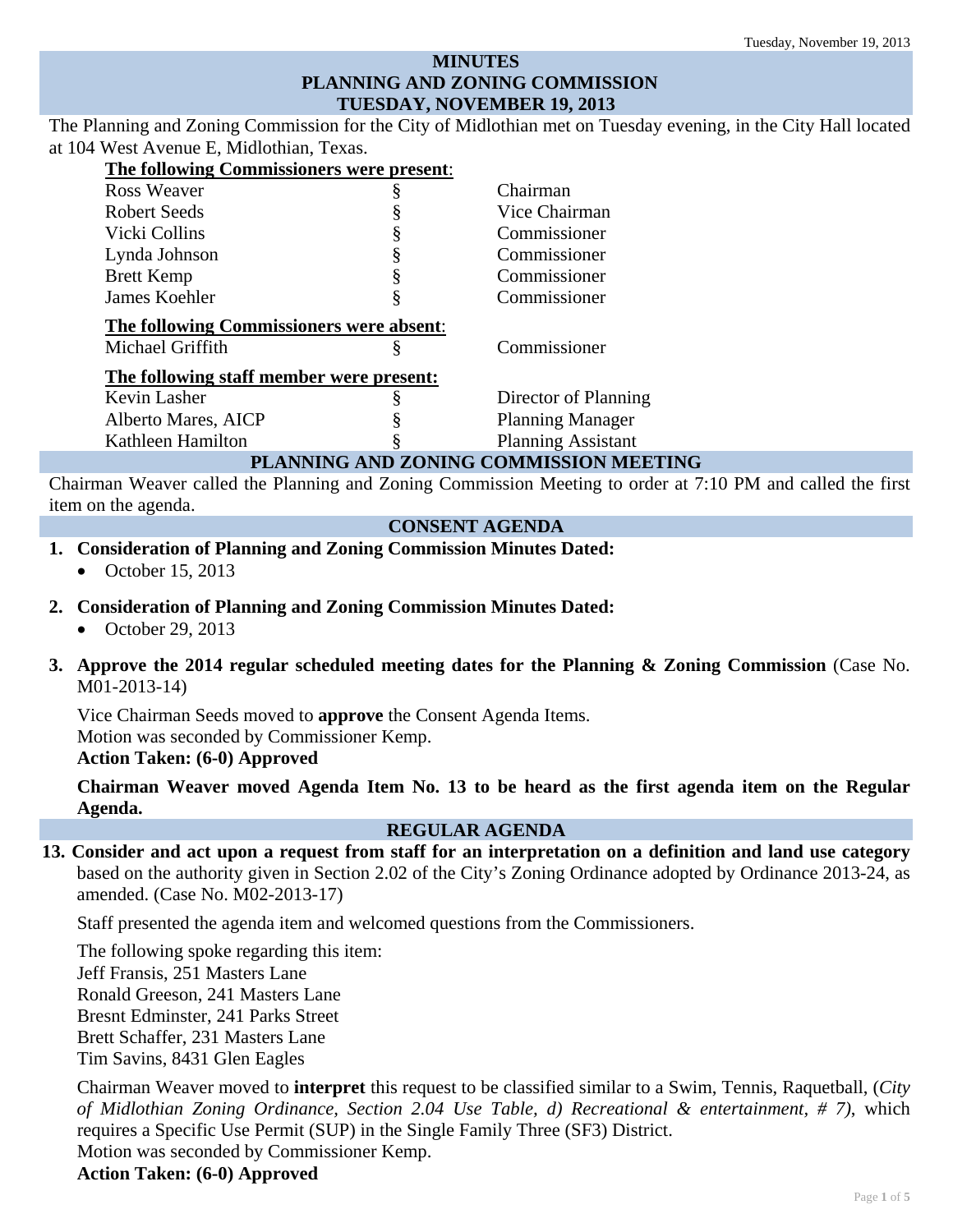# MINUTES
# PLANNING AND ZONING COMMISSION
# TUESDAY, NOVEMBER 19, 2013

The Planning and Zoning Commission for the City of Midlothian met on Tuesday evening, in the City Hall located at 104 West Avenue E, Midlothian, Texas.

**The following Commissioners were present:**

| | | |
|---|---|---|
| Ross Weaver | § | Chairman |
| Robert Seeds | § | Vice Chairman |
| Vicki Collins | § | Commissioner |
| Lynda Johnson | § | Commissioner |
| Brett Kemp | § | Commissioner |
| James Koehler | § | Commissioner |

**The following Commissioners were absent:**

| | | |
|---|---|---|
| Michael Griffith | § | Commissioner |

**The following staff member were present:**

| | | |
|---|---|---|
| Kevin Lasher | § | Director of Planning |
| Alberto Mares, AICP | § | Planning Manager |
| Kathleen Hamilton | § | Planning Assistant |

## PLANNING AND ZONING COMMISSION MEETING

Chairman Weaver called the Planning and Zoning Commission Meeting to order at 7:10 PM and called the first item on the agenda.

## CONSENT AGENDA

1. **Consideration of Planning and Zoning Commission Minutes Dated:**
   - October 15, 2013

2. **Consideration of Planning and Zoning Commission Minutes Dated:**
   - October 29, 2013

3. **Approve the 2014 regular scheduled meeting dates for the Planning & Zoning Commission** (Case No. M01-2013-14)

   Vice Chairman Seeds moved to **approve** the Consent Agenda Items.
   Motion was seconded by Commissioner Kemp.
   **Action Taken: (6-0) Approved**

   **Chairman Weaver moved Agenda Item No. 13 to be heard as the first agenda item on the Regular Agenda.**

## REGULAR AGENDA

13. **Consider and act upon a request from staff for an interpretation on a definition and land use category** based on the authority given in Section 2.02 of the City's Zoning Ordinance adopted by Ordinance 2013-24, as amended. (Case No. M02-2013-17)

    Staff presented the agenda item and welcomed questions from the Commissioners.

    The following spoke regarding this item:
    Jeff Fransis, 251 Masters Lane
    Ronald Greeson, 241 Masters Lane
    Bresnt Edminster, 241 Parks Street
    Brett Schaffer, 231 Masters Lane
    Tim Savins, 8431 Glen Eagles

    Chairman Weaver moved to **interpret** this request to be classified similar to a Swim, Tennis, Raquetball, (*City of Midlothian Zoning Ordinance, Section 2.04 Use Table, d) Recreational & entertainment, # 7)*, which requires a Specific Use Permit (SUP) in the Single Family Three (SF3) District.
    Motion was seconded by Commissioner Kemp.
    **Action Taken: (6-0) Approved**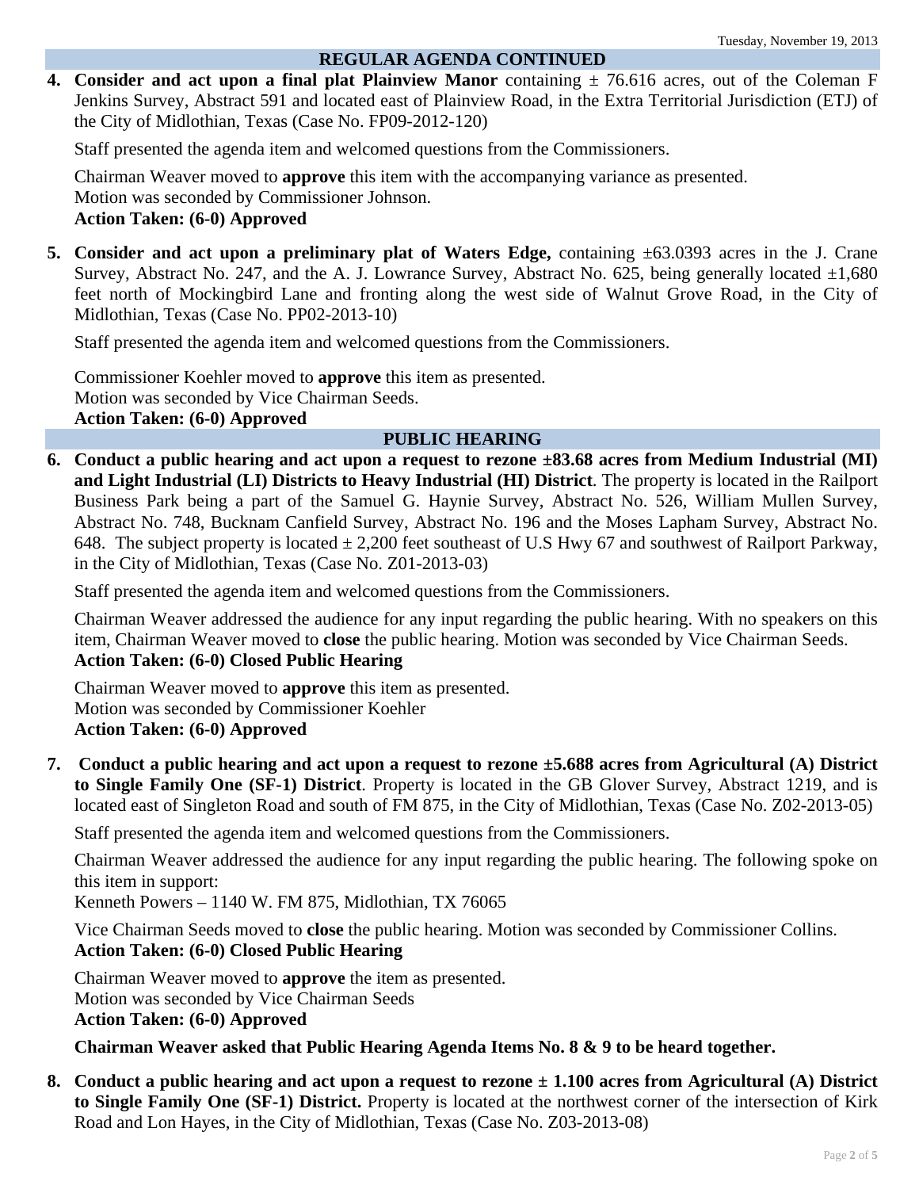## REGULAR AGENDA CONTINUED

4. **Consider and act upon a final plat Plainview Manor** containing ± 76.616 acres, out of the Coleman F Jenkins Survey, Abstract 591 and located east of Plainview Road, in the Extra Territorial Jurisdiction (ETJ) of the City of Midlothian, Texas (Case No. FP09-2012-120)

   Staff presented the agenda item and welcomed questions from the Commissioners.

   Chairman Weaver moved to **approve** this item with the accompanying variance as presented.
   Motion was seconded by Commissioner Johnson.
   **Action Taken: (6-0) Approved**

5. **Consider and act upon a preliminary plat of Waters Edge,** containing ±63.0393 acres in the J. Crane Survey, Abstract No. 247, and the A. J. Lowrance Survey, Abstract No. 625, being generally located ±1,680 feet north of Mockingbird Lane and fronting along the west side of Walnut Grove Road, in the City of Midlothian, Texas (Case No. PP02-2013-10)

   Staff presented the agenda item and welcomed questions from the Commissioners.

   Commissioner Koehler moved to **approve** this item as presented.
   Motion was seconded by Vice Chairman Seeds.
   **Action Taken: (6-0) Approved**

## PUBLIC HEARING

6. **Conduct a public hearing and act upon a request to rezone ±83.68 acres from Medium Industrial (MI) and Light Industrial (LI) Districts to Heavy Industrial (HI) District**. The property is located in the Railport Business Park being a part of the Samuel G. Haynie Survey, Abstract No. 526, William Mullen Survey, Abstract No. 748, Bucknam Canfield Survey, Abstract No. 196 and the Moses Lapham Survey, Abstract No. 648. The subject property is located ± 2,200 feet southeast of U.S Hwy 67 and southwest of Railport Parkway, in the City of Midlothian, Texas (Case No. Z01-2013-03)

   Staff presented the agenda item and welcomed questions from the Commissioners.

   Chairman Weaver addressed the audience for any input regarding the public hearing. With no speakers on this item, Chairman Weaver moved to **close** the public hearing. Motion was seconded by Vice Chairman Seeds.
   **Action Taken: (6-0) Closed Public Hearing**

   Chairman Weaver moved to **approve** this item as presented.
   Motion was seconded by Commissioner Koehler
   **Action Taken: (6-0) Approved**

7. **Conduct a public hearing and act upon a request to rezone ±5.688 acres from Agricultural (A) District to Single Family One (SF-1) District**. Property is located in the GB Glover Survey, Abstract 1219, and is located east of Singleton Road and south of FM 875, in the City of Midlothian, Texas (Case No. Z02-2013-05)

   Staff presented the agenda item and welcomed questions from the Commissioners.

   Chairman Weaver addressed the audience for any input regarding the public hearing. The following spoke on this item in support:
   Kenneth Powers – 1140 W. FM 875, Midlothian, TX 76065

   Vice Chairman Seeds moved to **close** the public hearing. Motion was seconded by Commissioner Collins.
   **Action Taken: (6-0) Closed Public Hearing**

   Chairman Weaver moved to **approve** the item as presented.
   Motion was seconded by Vice Chairman Seeds
   **Action Taken: (6-0) Approved**

   **Chairman Weaver asked that Public Hearing Agenda Items No. 8 & 9 to be heard together.**

8. **Conduct a public hearing and act upon a request to rezone ± 1.100 acres from Agricultural (A) District to Single Family One (SF-1) District.** Property is located at the northwest corner of the intersection of Kirk Road and Lon Hayes, in the City of Midlothian, Texas (Case No. Z03-2013-08)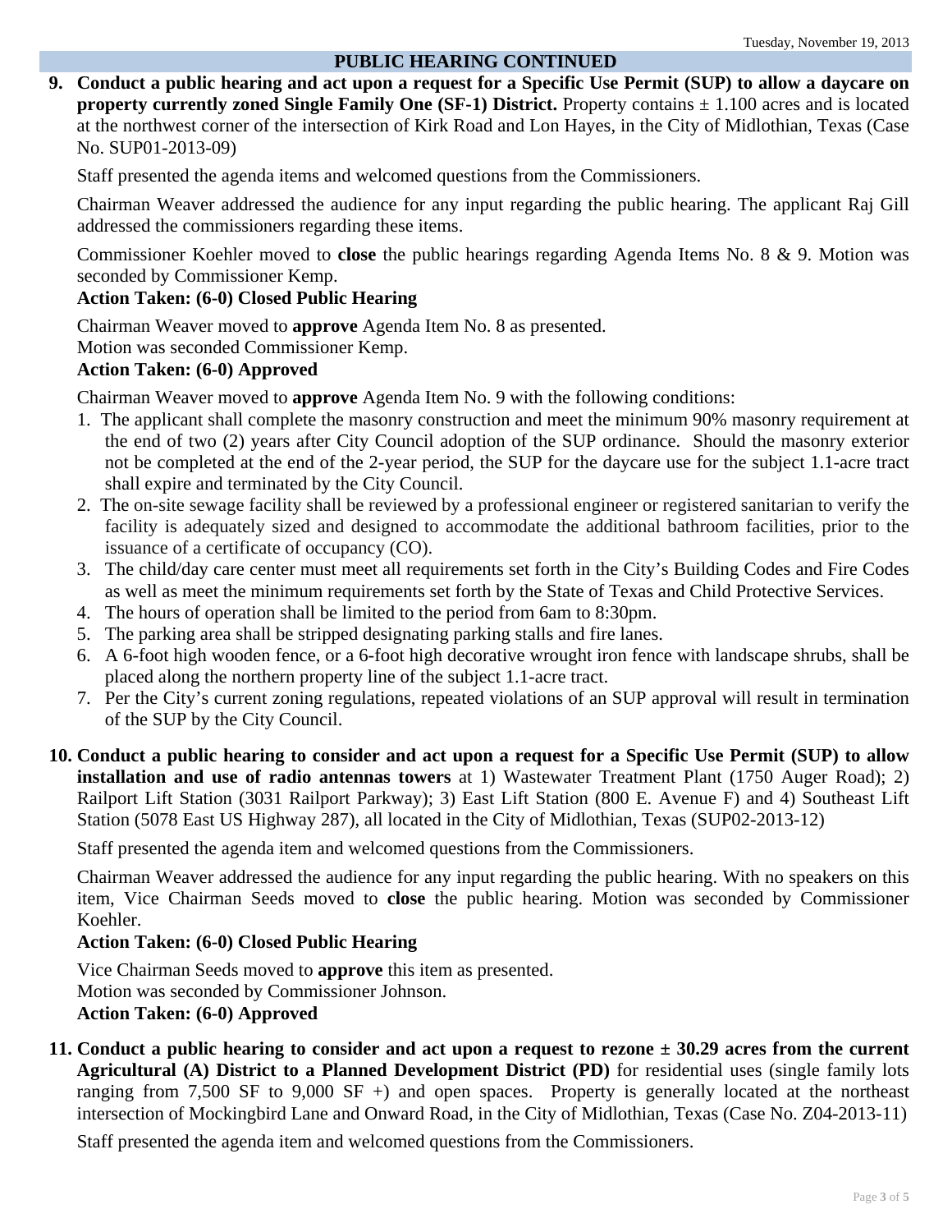## PUBLIC HEARING CONTINUED

9. **Conduct a public hearing and act upon a request for a Specific Use Permit (SUP) to allow a daycare on property currently zoned Single Family One (SF-1) District.** Property contains ± 1.100 acres and is located at the northwest corner of the intersection of Kirk Road and Lon Hayes, in the City of Midlothian, Texas (Case No. SUP01-2013-09)

   Staff presented the agenda items and welcomed questions from the Commissioners.

   Chairman Weaver addressed the audience for any input regarding the public hearing. The applicant Raj Gill addressed the commissioners regarding these items.

   Commissioner Koehler moved to **close** the public hearings regarding Agenda Items No. 8 & 9. Motion was seconded by Commissioner Kemp.

   **Action Taken: (6-0) Closed Public Hearing**

   Chairman Weaver moved to **approve** Agenda Item No. 8 as presented.
   Motion was seconded Commissioner Kemp.

   **Action Taken: (6-0) Approved**

   Chairman Weaver moved to **approve** Agenda Item No. 9 with the following conditions:

   1. The applicant shall complete the masonry construction and meet the minimum 90% masonry requirement at the end of two (2) years after City Council adoption of the SUP ordinance. Should the masonry exterior not be completed at the end of the 2-year period, the SUP for the daycare use for the subject 1.1-acre tract shall expire and terminated by the City Council.
   2. The on-site sewage facility shall be reviewed by a professional engineer or registered sanitarian to verify the facility is adequately sized and designed to accommodate the additional bathroom facilities, prior to the issuance of a certificate of occupancy (CO).
   3. The child/day care center must meet all requirements set forth in the City's Building Codes and Fire Codes as well as meet the minimum requirements set forth by the State of Texas and Child Protective Services.
   4. The hours of operation shall be limited to the period from 6am to 8:30pm.
   5. The parking area shall be stripped designating parking stalls and fire lanes.
   6. A 6-foot high wooden fence, or a 6-foot high decorative wrought iron fence with landscape shrubs, shall be placed along the northern property line of the subject 1.1-acre tract.
   7. Per the City's current zoning regulations, repeated violations of an SUP approval will result in termination of the SUP by the City Council.

10. **Conduct a public hearing to consider and act upon a request for a Specific Use Permit (SUP) to allow installation and use of radio antennas towers** at 1) Wastewater Treatment Plant (1750 Auger Road); 2) Railport Lift Station (3031 Railport Parkway); 3) East Lift Station (800 E. Avenue F) and 4) Southeast Lift Station (5078 East US Highway 287), all located in the City of Midlothian, Texas (SUP02-2013-12)

    Staff presented the agenda item and welcomed questions from the Commissioners.

    Chairman Weaver addressed the audience for any input regarding the public hearing. With no speakers on this item, Vice Chairman Seeds moved to **close** the public hearing. Motion was seconded by Commissioner Koehler.

    **Action Taken: (6-0) Closed Public Hearing**

    Vice Chairman Seeds moved to **approve** this item as presented.
    Motion was seconded by Commissioner Johnson.

    **Action Taken: (6-0) Approved**

11. **Conduct a public hearing to consider and act upon a request to rezone ± 30.29 acres from the current Agricultural (A) District to a Planned Development District (PD)** for residential uses (single family lots ranging from 7,500 SF to 9,000 SF +) and open spaces. Property is generally located at the northeast intersection of Mockingbird Lane and Onward Road, in the City of Midlothian, Texas (Case No. Z04-2013-11)

    Staff presented the agenda item and welcomed questions from the Commissioners.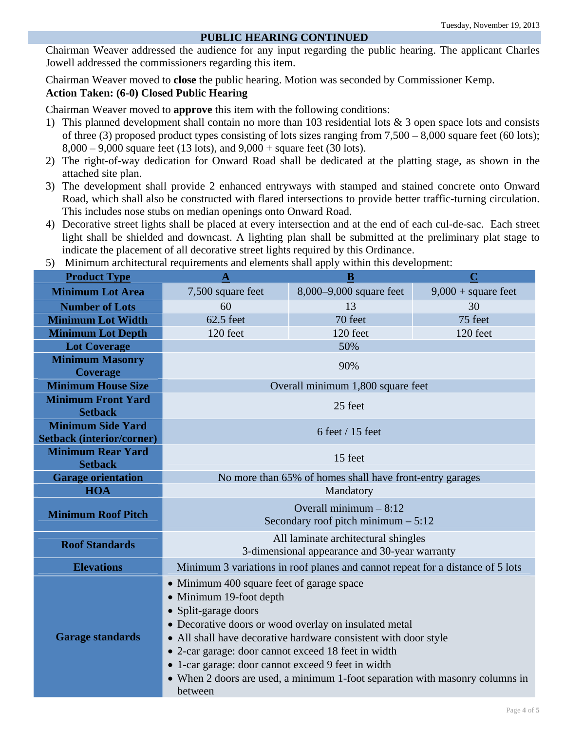## PUBLIC HEARING CONTINUED

Chairman Weaver addressed the audience for any input regarding the public hearing. The applicant Charles Jowell addressed the commissioners regarding this item.

Chairman Weaver moved to **close** the public hearing. Motion was seconded by Commissioner Kemp.

**Action Taken: (6-0) Closed Public Hearing**

Chairman Weaver moved to **approve** this item with the following conditions:

1) This planned development shall contain no more than 103 residential lots & 3 open space lots and consists of three (3) proposed product types consisting of lots sizes ranging from 7,500 – 8,000 square feet (60 lots); 8,000 – 9,000 square feet (13 lots), and 9,000 + square feet (30 lots).
2) The right-of-way dedication for Onward Road shall be dedicated at the platting stage, as shown in the attached site plan.
3) The development shall provide 2 enhanced entryways with stamped and stained concrete onto Onward Road, which shall also be constructed with flared intersections to provide better traffic-turning circulation. This includes nose stubs on median openings onto Onward Road.
4) Decorative street lights shall be placed at every intersection and at the end of each cul-de-sac. Each street light shall be shielded and downcast. A lighting plan shall be submitted at the preliminary plat stage to indicate the placement of all decorative street lights required by this Ordinance.
5) Minimum architectural requirements and elements shall apply within this development:

| Product Type | A | B | C |
|---|---|---|---|
| Minimum Lot Area | 7,500 square feet | 8,000–9,000 square feet | 9,000 + square feet |
| Number of Lots | 60 | 13 | 30 |
| Minimum Lot Width | 62.5 feet | 70 feet | 75 feet |
| Minimum Lot Depth | 120 feet | 120 feet | 120 feet |
| Lot Coverage | 50% | | |
| Minimum Masonry Coverage | 90% | | |
| Minimum House Size | Overall minimum 1,800 square feet | | |
| Minimum Front Yard Setback | 25 feet | | |
| Minimum Side Yard Setback (interior/corner) | 6 feet / 15 feet | | |
| Minimum Rear Yard Setback | 15 feet | | |
| Garage orientation | No more than 65% of homes shall have front-entry garages | | |
| HOA | Mandatory | | |
| Minimum Roof Pitch | Overall minimum – 8:12<br>Secondary roof pitch minimum – 5:12 | | |
| Roof Standards | All laminate architectural shingles<br>3-dimensional appearance and 30-year warranty | | |
| Elevations | Minimum 3 variations in roof planes and cannot repeat for a distance of 5 lots | | |
| Garage standards | • Minimum 400 square feet of garage space<br>• Minimum 19-foot depth<br>• Split-garage doors<br>• Decorative doors or wood overlay on insulated metal<br>• All shall have decorative hardware consistent with door style<br>• 2-car garage: door cannot exceed 18 feet in width<br>• 1-car garage: door cannot exceed 9 feet in width<br>• When 2 doors are used, a minimum 1-foot separation with masonry columns in between | | |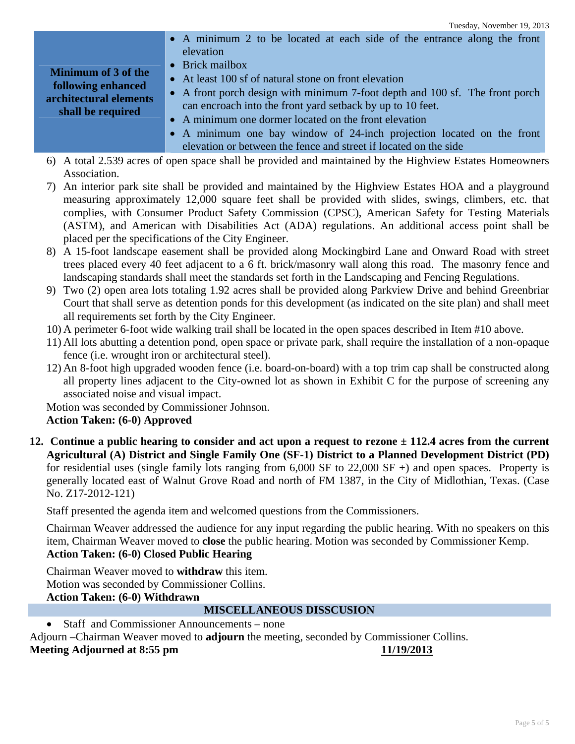| | |
|---|---|
| **Minimum of 3 of the following enhanced architectural elements shall be required** | • A minimum 2 to be located at each side of the entrance along the front elevation<br>• Brick mailbox<br>• At least 100 sf of natural stone on front elevation<br>• A front porch design with minimum 7-foot depth and 100 sf. The front porch can encroach into the front yard setback by up to 10 feet.<br>• A minimum one dormer located on the front elevation<br>• A minimum one bay window of 24-inch projection located on the front elevation or between the fence and street if located on the side |

6) A total 2.539 acres of open space shall be provided and maintained by the Highview Estates Homeowners Association.
7) An interior park site shall be provided and maintained by the Highview Estates HOA and a playground measuring approximately 12,000 square feet shall be provided with slides, swings, climbers, etc. that complies, with Consumer Product Safety Commission (CPSC), American Safety for Testing Materials (ASTM), and American with Disabilities Act (ADA) regulations. An additional access point shall be placed per the specifications of the City Engineer.
8) A 15-foot landscape easement shall be provided along Mockingbird Lane and Onward Road with street trees placed every 40 feet adjacent to a 6 ft. brick/masonry wall along this road. The masonry fence and landscaping standards shall meet the standards set forth in the Landscaping and Fencing Regulations.
9) Two (2) open area lots totaling 1.92 acres shall be provided along Parkview Drive and behind Greenbriar Court that shall serve as detention ponds for this development (as indicated on the site plan) and shall meet all requirements set forth by the City Engineer.
10) A perimeter 6-foot wide walking trail shall be located in the open spaces described in Item #10 above.
11) All lots abutting a detention pond, open space or private park, shall require the installation of a non-opaque fence (i.e. wrought iron or architectural steel).
12) An 8-foot high upgraded wooden fence (i.e. board-on-board) with a top trim cap shall be constructed along all property lines adjacent to the City-owned lot as shown in Exhibit C for the purpose of screening any associated noise and visual impact.

Motion was seconded by Commissioner Johnson.
**Action Taken: (6-0) Approved**

**12. Continue a public hearing to consider and act upon a request to rezone ± 112.4 acres from the current Agricultural (A) District and Single Family One (SF-1) District to a Planned Development District (PD)** for residential uses (single family lots ranging from 6,000 SF to 22,000 SF +) and open spaces. Property is generally located east of Walnut Grove Road and north of FM 1387, in the City of Midlothian, Texas. (Case No. Z17-2012-121)

Staff presented the agenda item and welcomed questions from the Commissioners.

Chairman Weaver addressed the audience for any input regarding the public hearing. With no speakers on this item, Chairman Weaver moved to **close** the public hearing. Motion was seconded by Commissioner Kemp.
**Action Taken: (6-0) Closed Public Hearing**

Chairman Weaver moved to **withdraw** this item.
Motion was seconded by Commissioner Collins.
**Action Taken: (6-0) Withdrawn**

## MISCELLANEOUS DISSCUSION

- Staff and Commissioner Announcements – none

Adjourn –Chairman Weaver moved to **adjourn** the meeting, seconded by Commissioner Collins.
**Meeting Adjourned at 8:55 pm** **11/19/2013**